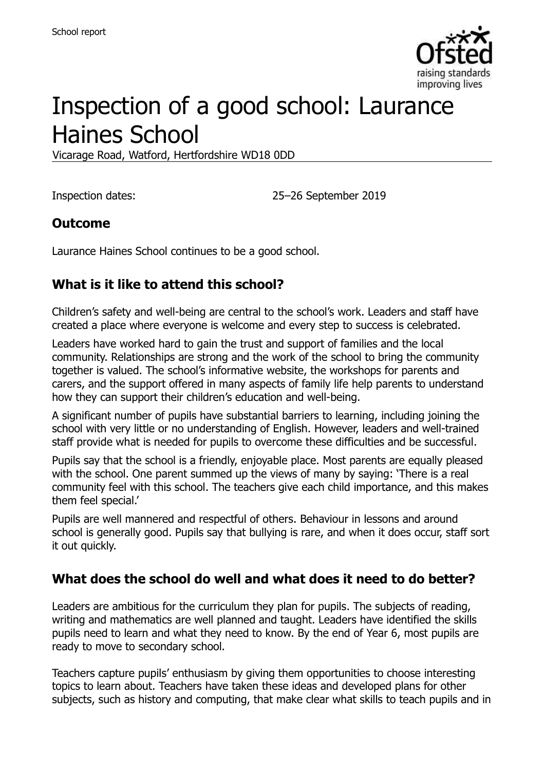# Inspection of a good school: Laurance Haines School

Vicarage Road, Watford, Hertfordshire WD18 0DD

Inspection dates: 25–26 September 2019

## Outcome

Laurance Haines School continues to be a good school.

## What is it like to attend this school?

Children's safety and well-being are central to the school's work. Leaders and staff have created a place where everyone is welcome and every step to success is celebrated.

Leaders have worked hard to gain the trust and support of families and the local community. Relationships are strong and the work of the school to bring the community together is valued. The school's informative website, the workshops for parents and carers, and the support offered in many aspects of family life help parents to understand how they can support their children's education and well-being.

A significant number of pupils have substantial barriers to learning, including joining the school with very little or no understanding of English. However, leaders and well-trained staff provide what is needed for pupils to overcome these difficulties and be successful.

Pupils say that the school is a friendly, enjoyable place. Most parents are equally pleased with the school. One parent summed up the views of many by saying: 'There is a real community feel with this school. The teachers give each child importance, and this makes them feel special.'

Pupils are well mannered and respectful of others. Behaviour in lessons and around school is generally good. Pupils say that bullying is rare, and when it does occur, staff sort it out quickly.

## What does the school do well and what does it need to do better?

Leaders are ambitious for the curriculum they plan for pupils. The subjects of reading, writing and mathematics are well planned and taught. Leaders have identified the skills pupils need to learn and what they need to know. By the end of Year 6, most pupils are ready to move to secondary school.

Teachers capture pupils' enthusiasm by giving them opportunities to choose interesting topics to learn about. Teachers have taken these ideas and developed plans for other subjects, such as history and computing, that make clear what skills to teach pupils and in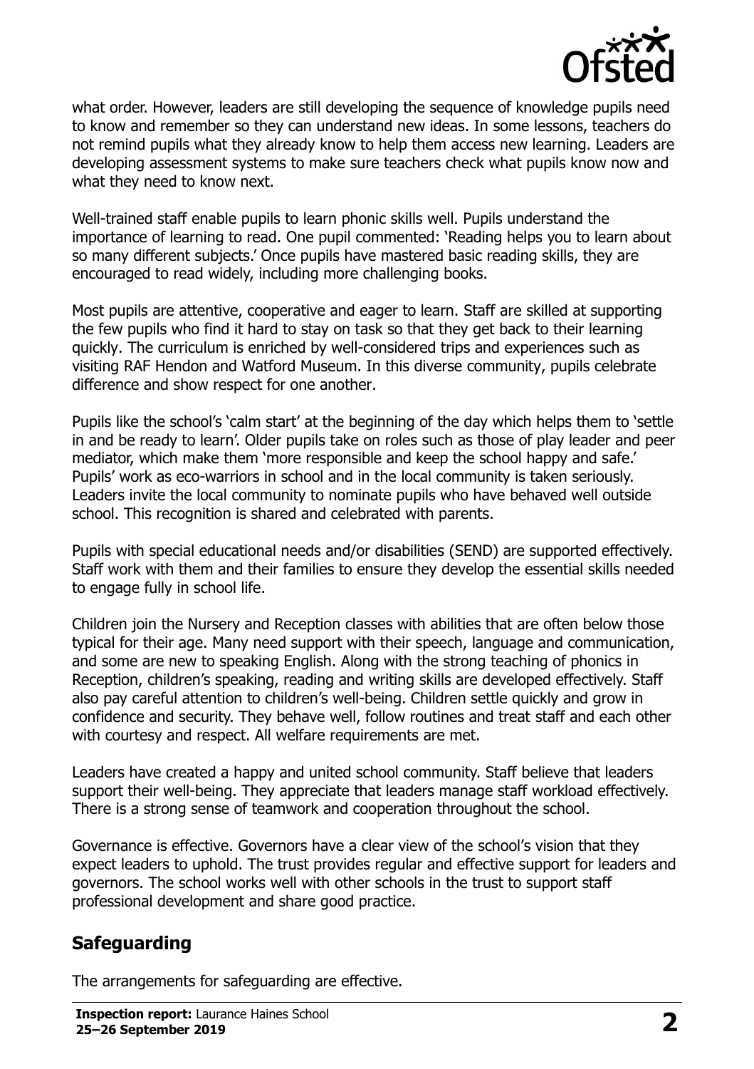what order. However, leaders are still developing the sequence of knowledge pupils need to know and remember so they can understand new ideas. In some lessons, teachers do not remind pupils what they already know to help them access new learning. Leaders are developing assessment systems to make sure teachers check what pupils know now and what they need to know next.

Well-trained staff enable pupils to learn phonic skills well. Pupils understand the importance of learning to read. One pupil commented: 'Reading helps you to learn about so many different subjects.' Once pupils have mastered basic reading skills, they are encouraged to read widely, including more challenging books.

Most pupils are attentive, cooperative and eager to learn. Staff are skilled at supporting the few pupils who find it hard to stay on task so that they get back to their learning quickly. The curriculum is enriched by well-considered trips and experiences such as visiting RAF Hendon and Watford Museum. In this diverse community, pupils celebrate difference and show respect for one another.

Pupils like the school's 'calm start' at the beginning of the day which helps them to 'settle in and be ready to learn'. Older pupils take on roles such as those of play leader and peer mediator, which make them 'more responsible and keep the school happy and safe.' Pupils' work as eco-warriors in school and in the local community is taken seriously. Leaders invite the local community to nominate pupils who have behaved well outside school. This recognition is shared and celebrated with parents.

Pupils with special educational needs and/or disabilities (SEND) are supported effectively. Staff work with them and their families to ensure they develop the essential skills needed to engage fully in school life.

Children join the Nursery and Reception classes with abilities that are often below those typical for their age. Many need support with their speech, language and communication, and some are new to speaking English. Along with the strong teaching of phonics in Reception, children's speaking, reading and writing skills are developed effectively. Staff also pay careful attention to children's well-being. Children settle quickly and grow in confidence and security. They behave well, follow routines and treat staff and each other with courtesy and respect. All welfare requirements are met.

Leaders have created a happy and united school community. Staff believe that leaders support their well-being. They appreciate that leaders manage staff workload effectively. There is a strong sense of teamwork and cooperation throughout the school.

Governance is effective. Governors have a clear view of the school's vision that they expect leaders to uphold. The trust provides regular and effective support for leaders and governors. The school works well with other schools in the trust to support staff professional development and share good practice.

## Safeguarding

The arrangements for safeguarding are effective.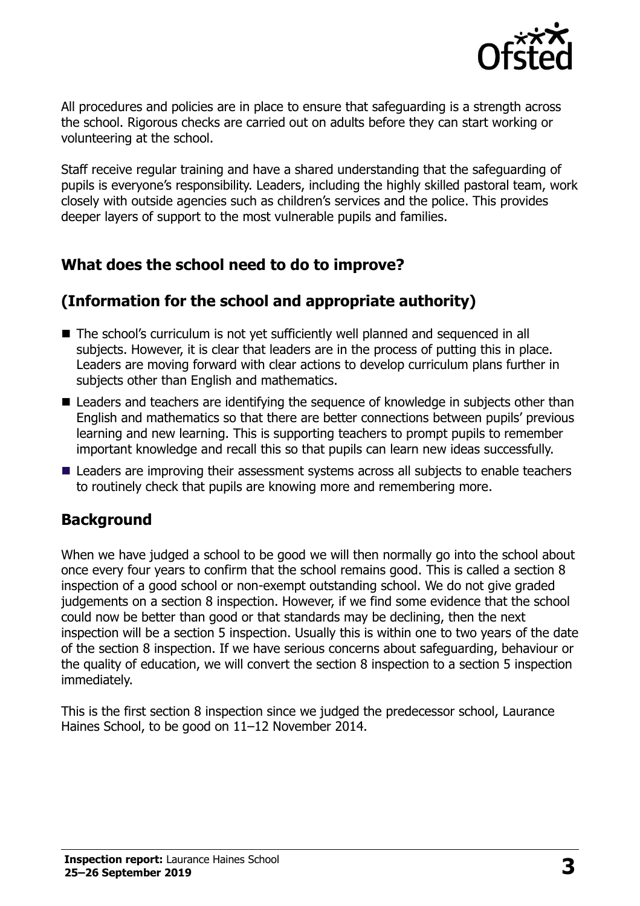All procedures and policies are in place to ensure that safeguarding is a strength across the school. Rigorous checks are carried out on adults before they can start working or volunteering at the school.

Staff receive regular training and have a shared understanding that the safeguarding of pupils is everyone's responsibility. Leaders, including the highly skilled pastoral team, work closely with outside agencies such as children's services and the police. This provides deeper layers of support to the most vulnerable pupils and families.

## What does the school need to do to improve?

## (Information for the school and appropriate authority)

- The school's curriculum is not yet sufficiently well planned and sequenced in all subjects. However, it is clear that leaders are in the process of putting this in place. Leaders are moving forward with clear actions to develop curriculum plans further in subjects other than English and mathematics.
- Leaders and teachers are identifying the sequence of knowledge in subjects other than English and mathematics so that there are better connections between pupils' previous learning and new learning. This is supporting teachers to prompt pupils to remember important knowledge and recall this so that pupils can learn new ideas successfully.
- Leaders are improving their assessment systems across all subjects to enable teachers to routinely check that pupils are knowing more and remembering more.

## Background

When we have judged a school to be good we will then normally go into the school about once every four years to confirm that the school remains good. This is called a section 8 inspection of a good school or non-exempt outstanding school. We do not give graded judgements on a section 8 inspection. However, if we find some evidence that the school could now be better than good or that standards may be declining, then the next inspection will be a section 5 inspection. Usually this is within one to two years of the date of the section 8 inspection. If we have serious concerns about safeguarding, behaviour or the quality of education, we will convert the section 8 inspection to a section 5 inspection immediately.

This is the first section 8 inspection since we judged the predecessor school, Laurance Haines School, to be good on 11–12 November 2014.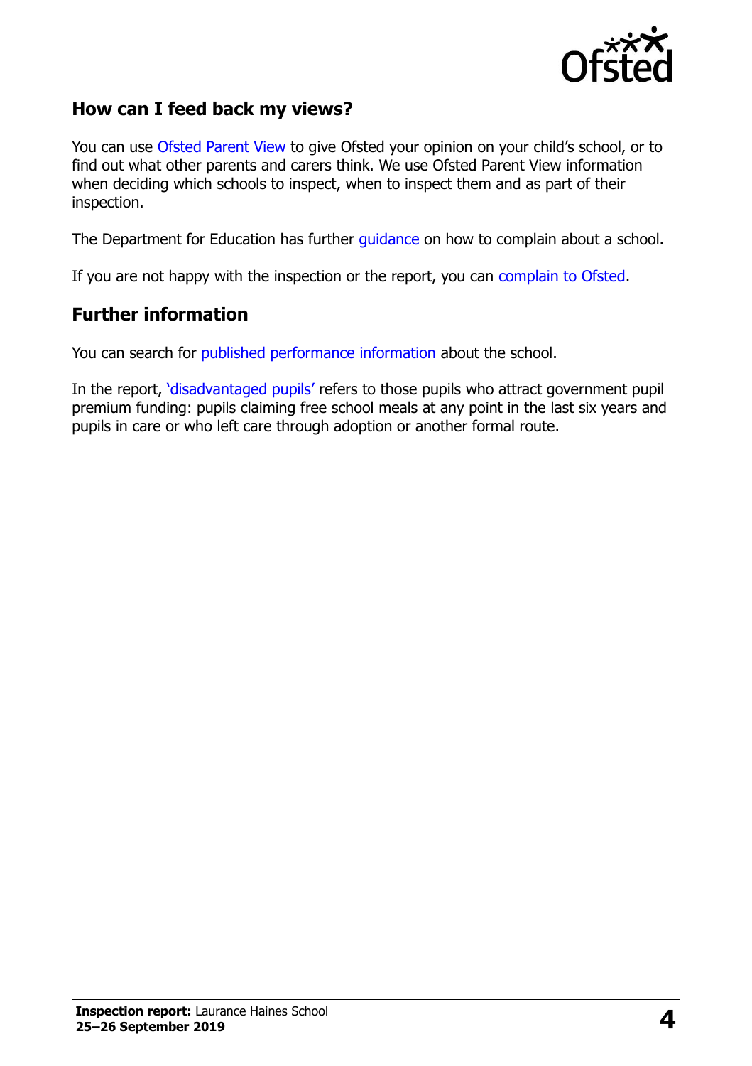## How can I feed back my views?

You can use Ofsted Parent View to give Ofsted your opinion on your child's school, or to find out what other parents and carers think. We use Ofsted Parent View information when deciding which schools to inspect, when to inspect them and as part of their inspection.

The Department for Education has further guidance on how to complain about a school.

If you are not happy with the inspection or the report, you can complain to Ofsted.

## Further information

You can search for published performance information about the school.

In the report, 'disadvantaged pupils' refers to those pupils who attract government pupil premium funding: pupils claiming free school meals at any point in the last six years and pupils in care or who left care through adoption or another formal route.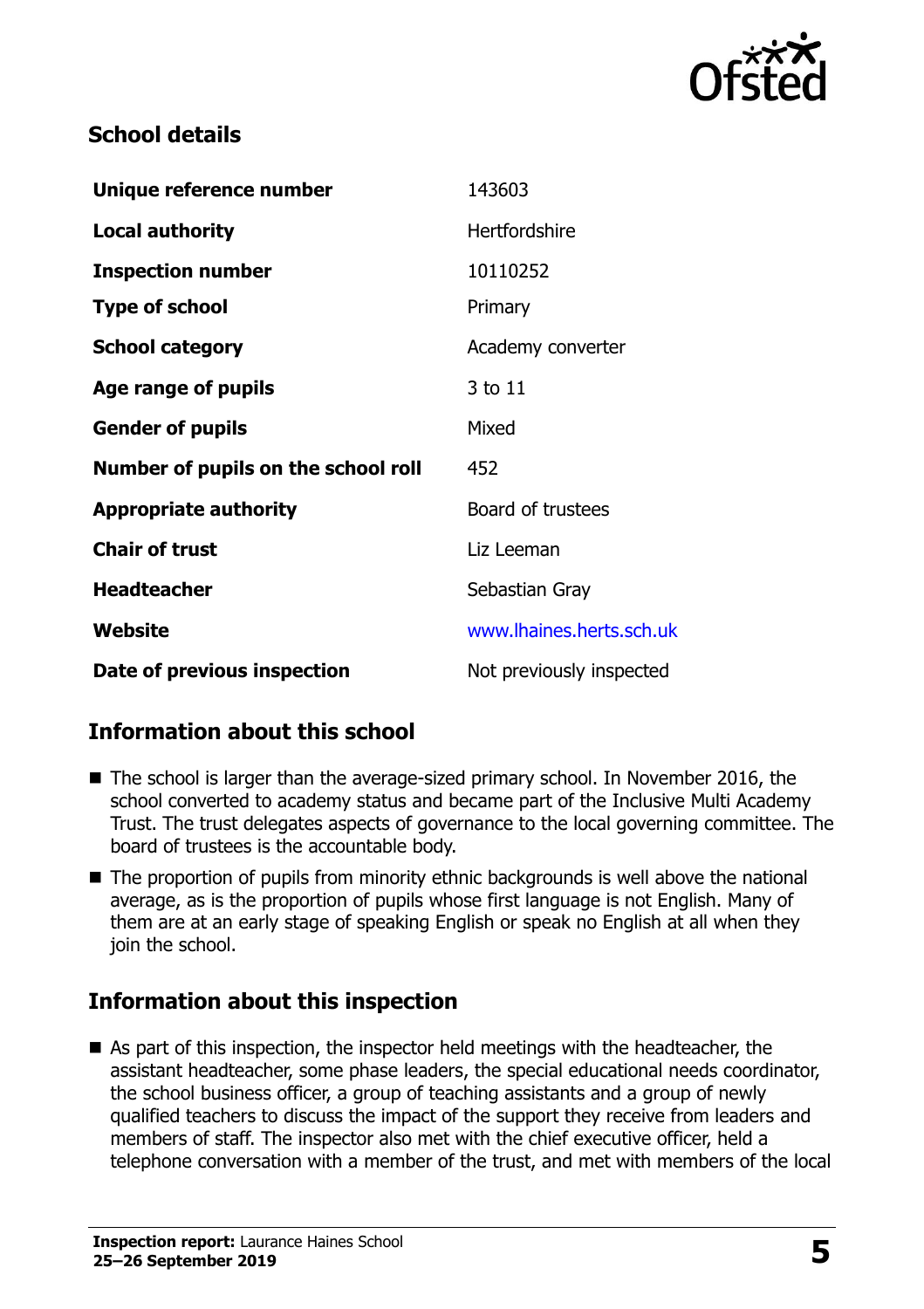## School details

| | |
|---|---|
| **Unique reference number** | 143603 |
| **Local authority** | Hertfordshire |
| **Inspection number** | 10110252 |
| **Type of school** | Primary |
| **School category** | Academy converter |
| **Age range of pupils** | 3 to 11 |
| **Gender of pupils** | Mixed |
| **Number of pupils on the school roll** | 452 |
| **Appropriate authority** | Board of trustees |
| **Chair of trust** | Liz Leeman |
| **Headteacher** | Sebastian Gray |
| **Website** | www.lhaines.herts.sch.uk |
| **Date of previous inspection** | Not previously inspected |

## Information about this school

- The school is larger than the average-sized primary school. In November 2016, the school converted to academy status and became part of the Inclusive Multi Academy Trust. The trust delegates aspects of governance to the local governing committee. The board of trustees is the accountable body.
- The proportion of pupils from minority ethnic backgrounds is well above the national average, as is the proportion of pupils whose first language is not English. Many of them are at an early stage of speaking English or speak no English at all when they join the school.

## Information about this inspection

- As part of this inspection, the inspector held meetings with the headteacher, the assistant headteacher, some phase leaders, the special educational needs coordinator, the school business officer, a group of teaching assistants and a group of newly qualified teachers to discuss the impact of the support they receive from leaders and members of staff. The inspector also met with the chief executive officer, held a telephone conversation with a member of the trust, and met with members of the local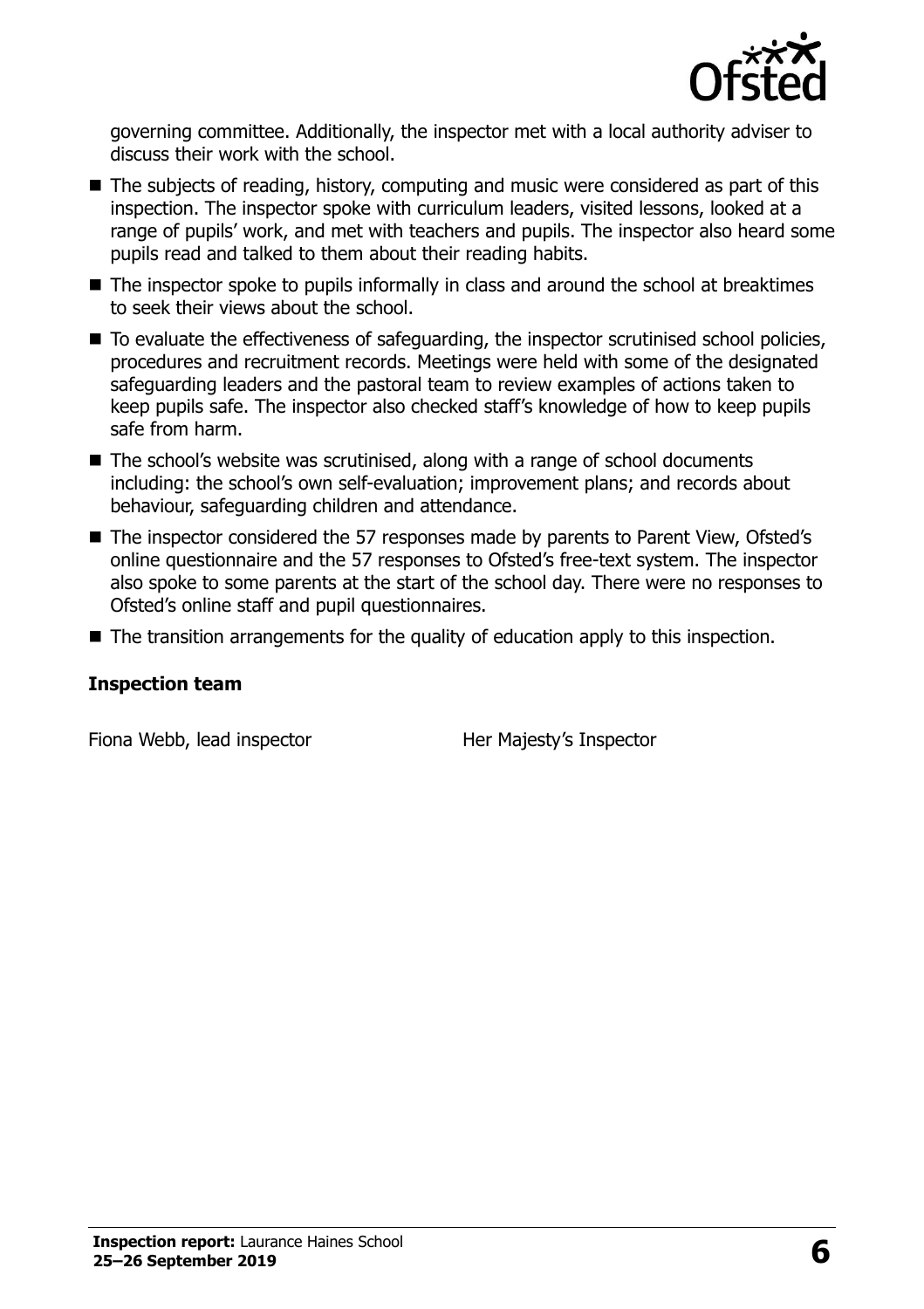governing committee. Additionally, the inspector met with a local authority adviser to discuss their work with the school.

- The subjects of reading, history, computing and music were considered as part of this inspection. The inspector spoke with curriculum leaders, visited lessons, looked at a range of pupils' work, and met with teachers and pupils. The inspector also heard some pupils read and talked to them about their reading habits.
- The inspector spoke to pupils informally in class and around the school at breaktimes to seek their views about the school.
- To evaluate the effectiveness of safeguarding, the inspector scrutinised school policies, procedures and recruitment records. Meetings were held with some of the designated safeguarding leaders and the pastoral team to review examples of actions taken to keep pupils safe. The inspector also checked staff's knowledge of how to keep pupils safe from harm.
- The school's website was scrutinised, along with a range of school documents including: the school's own self-evaluation; improvement plans; and records about behaviour, safeguarding children and attendance.
- The inspector considered the 57 responses made by parents to Parent View, Ofsted's online questionnaire and the 57 responses to Ofsted's free-text system. The inspector also spoke to some parents at the start of the school day. There were no responses to Ofsted's online staff and pupil questionnaires.
- The transition arrangements for the quality of education apply to this inspection.

**Inspection team**

| | |
|---|---|
| Fiona Webb, lead inspector | Her Majesty's Inspector |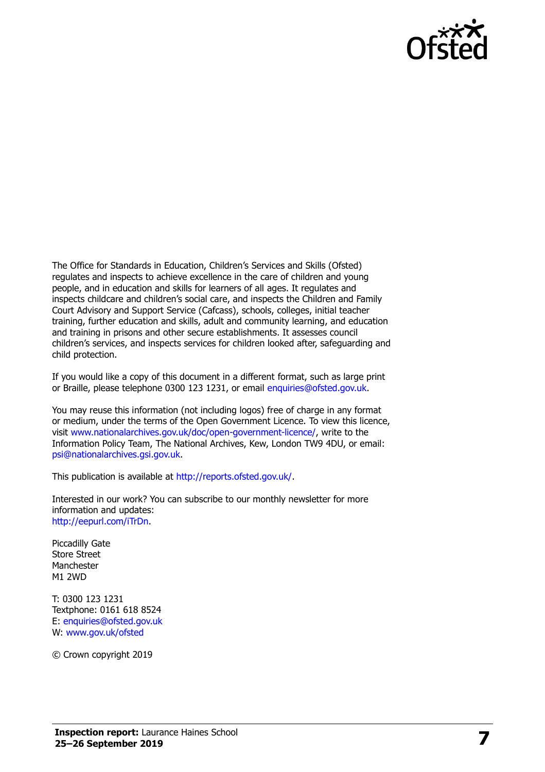The Office for Standards in Education, Children's Services and Skills (Ofsted) regulates and inspects to achieve excellence in the care of children and young people, and in education and skills for learners of all ages. It regulates and inspects childcare and children's social care, and inspects the Children and Family Court Advisory and Support Service (Cafcass), schools, colleges, initial teacher training, further education and skills, adult and community learning, and education and training in prisons and other secure establishments. It assesses council children's services, and inspects services for children looked after, safeguarding and child protection.

If you would like a copy of this document in a different format, such as large print or Braille, please telephone 0300 123 1231, or email enquiries@ofsted.gov.uk.

You may reuse this information (not including logos) free of charge in any format or medium, under the terms of the Open Government Licence. To view this licence, visit www.nationalarchives.gov.uk/doc/open-government-licence/, write to the Information Policy Team, The National Archives, Kew, London TW9 4DU, or email: psi@nationalarchives.gsi.gov.uk.

This publication is available at http://reports.ofsted.gov.uk/.

Interested in our work? You can subscribe to our monthly newsletter for more information and updates:
http://eepurl.com/iTrDn.

Piccadilly Gate
Store Street
Manchester
M1 2WD

T: 0300 123 1231
Textphone: 0161 618 8524
E: enquiries@ofsted.gov.uk
W: www.gov.uk/ofsted

© Crown copyright 2019